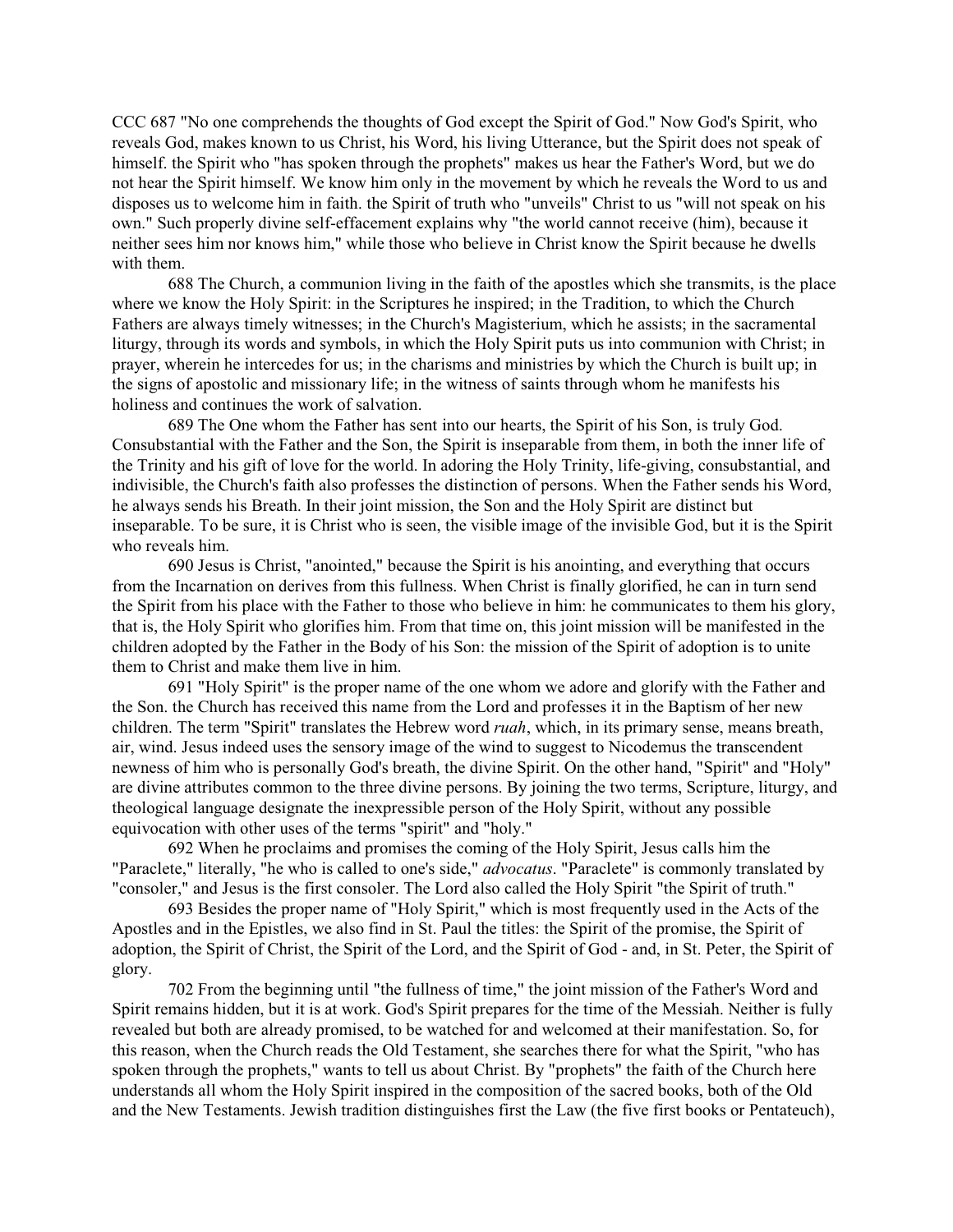CCC 687 "No one comprehends the thoughts of God except the Spirit of God." Now God's Spirit, who reveals God, makes known to us Christ, his Word, his living Utterance, but the Spirit does not speak of himself. the Spirit who "has spoken through the prophets" makes us hear the Father's Word, but we do not hear the Spirit himself. We know him only in the movement by which he reveals the Word to us and disposes us to welcome him in faith. the Spirit of truth who "unveils" Christ to us "will not speak on his own." Such properly divine self-effacement explains why "the world cannot receive (him), because it neither sees him nor knows him," while those who believe in Christ know the Spirit because he dwells with them.

688 The Church, a communion living in the faith of the apostles which she transmits, is the place where we know the Holy Spirit: in the Scriptures he inspired; in the Tradition, to which the Church Fathers are always timely witnesses; in the Church's Magisterium, which he assists; in the sacramental liturgy, through its words and symbols, in which the Holy Spirit puts us into communion with Christ; in prayer, wherein he intercedes for us; in the charisms and ministries by which the Church is built up; in the signs of apostolic and missionary life; in the witness of saints through whom he manifests his holiness and continues the work of salvation.

689 The One whom the Father has sent into our hearts, the Spirit of his Son, is truly God. Consubstantial with the Father and the Son, the Spirit is inseparable from them, in both the inner life of the Trinity and his gift of love for the world. In adoring the Holy Trinity, life-giving, consubstantial, and indivisible, the Church's faith also professes the distinction of persons. When the Father sends his Word, he always sends his Breath. In their joint mission, the Son and the Holy Spirit are distinct but inseparable. To be sure, it is Christ who is seen, the visible image of the invisible God, but it is the Spirit who reveals him.

690 Jesus is Christ, "anointed," because the Spirit is his anointing, and everything that occurs from the Incarnation on derives from this fullness. When Christ is finally glorified, he can in turn send the Spirit from his place with the Father to those who believe in him: he communicates to them his glory, that is, the Holy Spirit who glorifies him. From that time on, this joint mission will be manifested in the children adopted by the Father in the Body of his Son: the mission of the Spirit of adoption is to unite them to Christ and make them live in him.

691 "Holy Spirit" is the proper name of the one whom we adore and glorify with the Father and the Son. the Church has received this name from the Lord and professes it in the Baptism of her new children. The term "Spirit" translates the Hebrew word *ruah*, which, in its primary sense, means breath, air, wind. Jesus indeed uses the sensory image of the wind to suggest to Nicodemus the transcendent newness of him who is personally God's breath, the divine Spirit. On the other hand, "Spirit" and "Holy" are divine attributes common to the three divine persons. By joining the two terms, Scripture, liturgy, and theological language designate the inexpressible person of the Holy Spirit, without any possible equivocation with other uses of the terms "spirit" and "holy."

692 When he proclaims and promises the coming of the Holy Spirit, Jesus calls him the "Paraclete," literally, "he who is called to one's side," *advocatus*. "Paraclete" is commonly translated by "consoler," and Jesus is the first consoler. The Lord also called the Holy Spirit "the Spirit of truth."

693 Besides the proper name of "Holy Spirit," which is most frequently used in the Acts of the Apostles and in the Epistles, we also find in St. Paul the titles: the Spirit of the promise, the Spirit of adoption, the Spirit of Christ, the Spirit of the Lord, and the Spirit of God - and, in St. Peter, the Spirit of glory.

702 From the beginning until "the fullness of time," the joint mission of the Father's Word and Spirit remains hidden, but it is at work. God's Spirit prepares for the time of the Messiah. Neither is fully revealed but both are already promised, to be watched for and welcomed at their manifestation. So, for this reason, when the Church reads the Old Testament, she searches there for what the Spirit, "who has spoken through the prophets," wants to tell us about Christ. By "prophets" the faith of the Church here understands all whom the Holy Spirit inspired in the composition of the sacred books, both of the Old and the New Testaments. Jewish tradition distinguishes first the Law (the five first books or Pentateuch),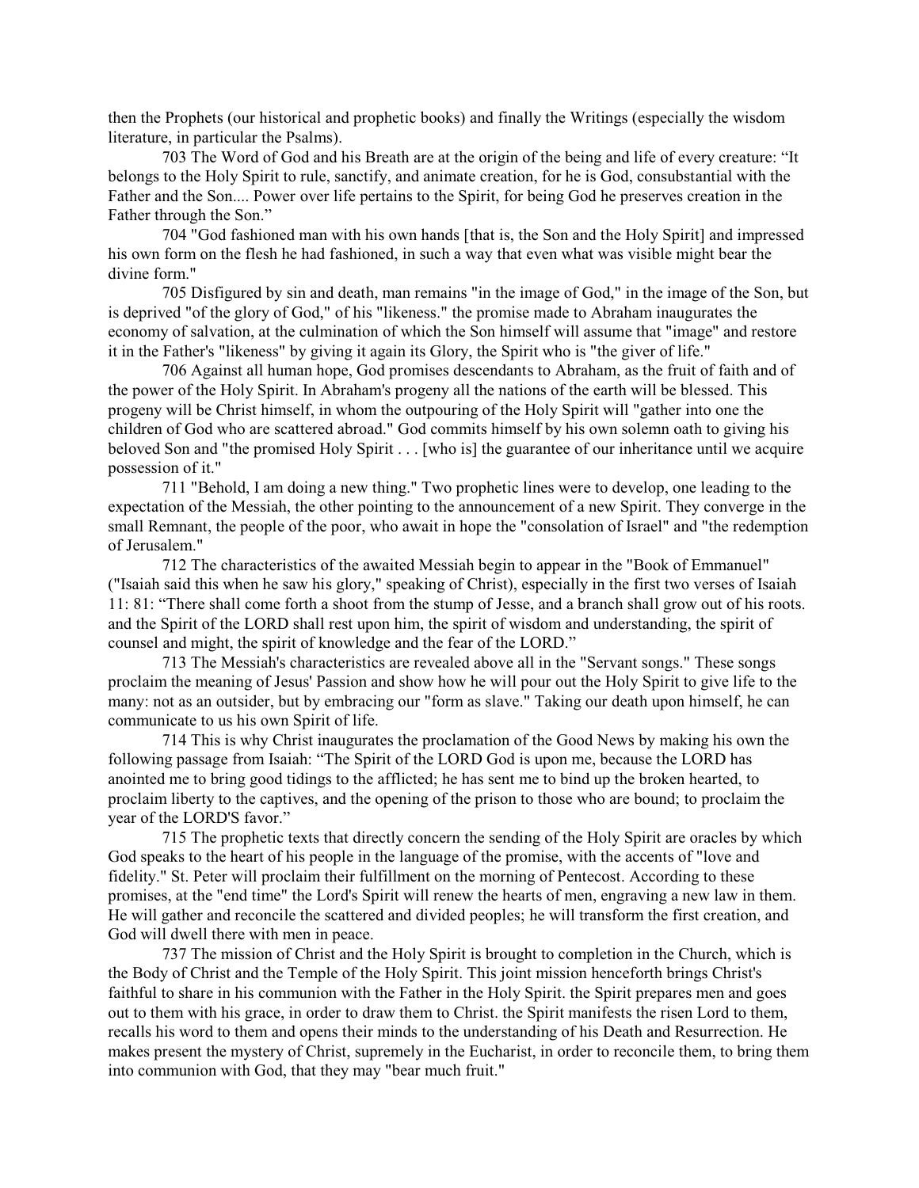then the Prophets (our historical and prophetic books) and finally the Writings (especially the wisdom literature, in particular the Psalms).

703 The Word of God and his Breath are at the origin of the being and life of every creature: "It belongs to the Holy Spirit to rule, sanctify, and animate creation, for he is God, consubstantial with the Father and the Son.... Power over life pertains to the Spirit, for being God he preserves creation in the Father through the Son."

704 "God fashioned man with his own hands [that is, the Son and the Holy Spirit] and impressed his own form on the flesh he had fashioned, in such a way that even what was visible might bear the divine form."

705 Disfigured by sin and death, man remains "in the image of God," in the image of the Son, but is deprived "of the glory of God," of his "likeness." the promise made to Abraham inaugurates the economy of salvation, at the culmination of which the Son himself will assume that "image" and restore it in the Father's "likeness" by giving it again its Glory, the Spirit who is "the giver of life."

706 Against all human hope, God promises descendants to Abraham, as the fruit of faith and of the power of the Holy Spirit. In Abraham's progeny all the nations of the earth will be blessed. This progeny will be Christ himself, in whom the outpouring of the Holy Spirit will "gather into one the children of God who are scattered abroad." God commits himself by his own solemn oath to giving his beloved Son and "the promised Holy Spirit . . . [who is] the guarantee of our inheritance until we acquire possession of it."

711 "Behold, I am doing a new thing." Two prophetic lines were to develop, one leading to the expectation of the Messiah, the other pointing to the announcement of a new Spirit. They converge in the small Remnant, the people of the poor, who await in hope the "consolation of Israel" and "the redemption of Jerusalem."

712 The characteristics of the awaited Messiah begin to appear in the "Book of Emmanuel" ("Isaiah said this when he saw his glory," speaking of Christ), especially in the first two verses of Isaiah 11: 81: "There shall come forth a shoot from the stump of Jesse, and a branch shall grow out of his roots. and the Spirit of the LORD shall rest upon him, the spirit of wisdom and understanding, the spirit of counsel and might, the spirit of knowledge and the fear of the LORD."

713 The Messiah's characteristics are revealed above all in the "Servant songs." These songs proclaim the meaning of Jesus' Passion and show how he will pour out the Holy Spirit to give life to the many: not as an outsider, but by embracing our "form as slave." Taking our death upon himself, he can communicate to us his own Spirit of life.

714 This is why Christ inaugurates the proclamation of the Good News by making his own the following passage from Isaiah: "The Spirit of the LORD God is upon me, because the LORD has anointed me to bring good tidings to the afflicted; he has sent me to bind up the broken hearted, to proclaim liberty to the captives, and the opening of the prison to those who are bound; to proclaim the year of the LORD'S favor."

715 The prophetic texts that directly concern the sending of the Holy Spirit are oracles by which God speaks to the heart of his people in the language of the promise, with the accents of "love and fidelity." St. Peter will proclaim their fulfillment on the morning of Pentecost. According to these promises, at the "end time" the Lord's Spirit will renew the hearts of men, engraving a new law in them. He will gather and reconcile the scattered and divided peoples; he will transform the first creation, and God will dwell there with men in peace.

737 The mission of Christ and the Holy Spirit is brought to completion in the Church, which is the Body of Christ and the Temple of the Holy Spirit. This joint mission henceforth brings Christ's faithful to share in his communion with the Father in the Holy Spirit. the Spirit prepares men and goes out to them with his grace, in order to draw them to Christ. the Spirit manifests the risen Lord to them, recalls his word to them and opens their minds to the understanding of his Death and Resurrection. He makes present the mystery of Christ, supremely in the Eucharist, in order to reconcile them, to bring them into communion with God, that they may "bear much fruit."